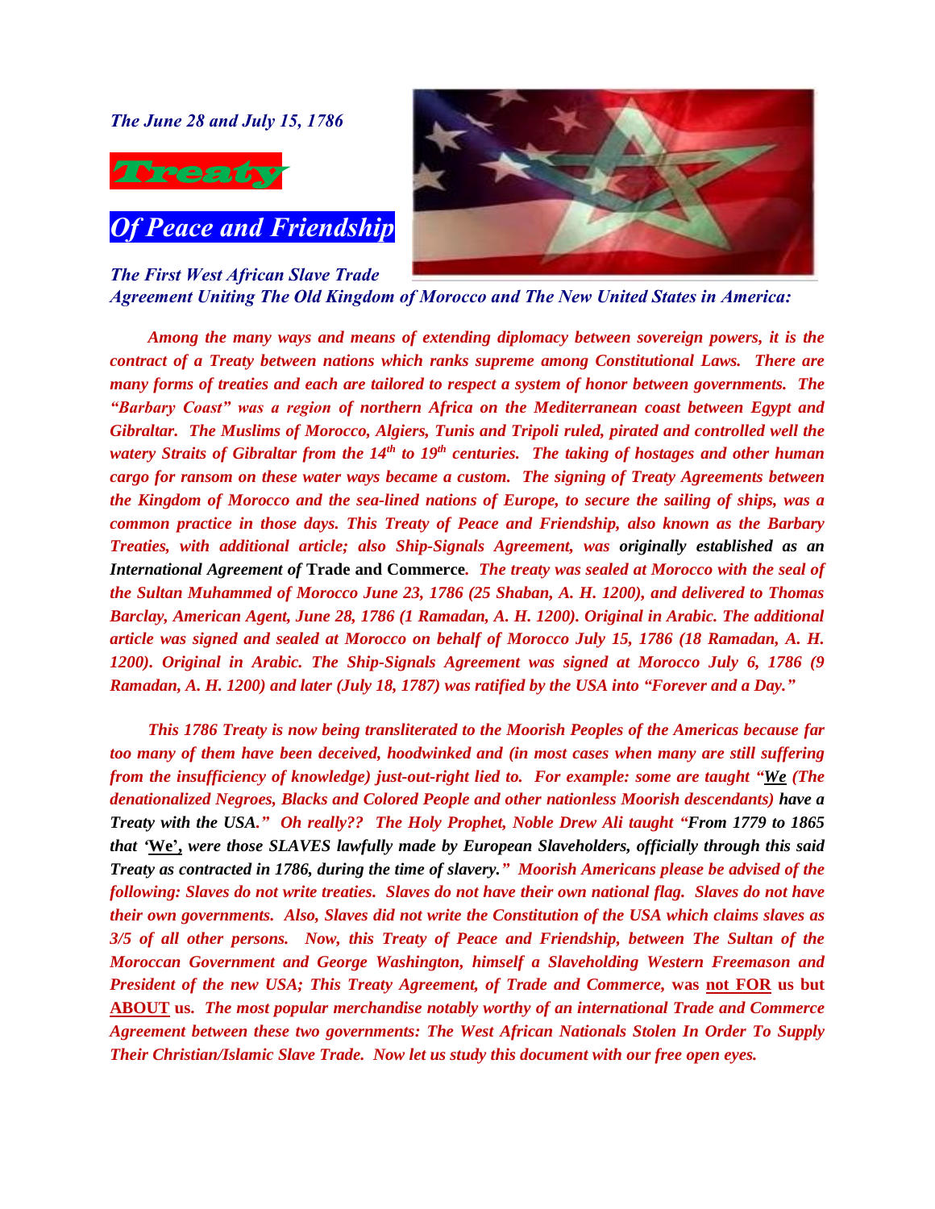*The June 28 and July 15, 1786*

# *Treaty*

# *Of Peace and Friendship*

***The First West African Slave Trade Agreement Uniting The Old Kingdom of Morocco and The New United States in America:***

***Among the many ways and means of extending diplomacy between sovereign powers, it is the contract of a Treaty between nations which ranks supreme among Constitutional Laws. There are many forms of treaties and each are tailored to respect a system of honor between governments. The "Barbary Coast" was a region of northern Africa on the Mediterranean coast between Egypt and Gibraltar. The Muslims of Morocco, Algiers, Tunis and Tripoli ruled, pirated and controlled well the watery Straits of Gibraltar from the 14th to 19th centuries. The taking of hostages and other human cargo for ransom on these water ways became a custom. The signing of Treaty Agreements between the Kingdom of Morocco and the sea-lined nations of Europe, to secure the sailing of ships, was a common practice in those days. This Treaty of Peace and Friendship, also known as the Barbary Treaties, with additional article; also Ship-Signals Agreement, was originally established as an International Agreement of*** **Trade and Commerce*****. The treaty was sealed at Morocco with the seal of the Sultan Muhammed of Morocco June 23, 1786 (25 Shaban, A. H. 1200), and delivered to Thomas Barclay, American Agent, June 28, 1786 (1 Ramadan, A. H. 1200). Original in Arabic. The additional article was signed and sealed at Morocco on behalf of Morocco July 15, 1786 (18 Ramadan, A. H. 1200). Original in Arabic. The Ship-Signals Agreement was signed at Morocco July 6, 1786 (9 Ramadan, A. H. 1200) and later (July 18, 1787) was ratified by the USA into "Forever and a Day."***

***This 1786 Treaty is now being transliterated to the Moorish Peoples of the Americas because far too many of them have been deceived, hoodwinked and (in most cases when many are still suffering from the insufficiency of knowledge) just-out-right lied to. For example: some are taught "<u>We</u> (The denationalized Negroes, Blacks and Colored People and other nationless Moorish descendants) have a Treaty with the USA." Oh really?? The Holy Prophet, Noble Drew Ali taught "From 1779 to 1865 that '<u>We</u>', were those SLAVES lawfully made by European Slaveholders, officially through this said Treaty as contracted in 1786, during the time of slavery." Moorish Americans please be advised of the following: Slaves do not write treaties. Slaves do not have their own national flag. Slaves do not have their own governments. Also, Slaves did not write the Constitution of the USA which claims slaves as 3/5 of all other persons. Now, this Treaty of Peace and Friendship, between The Sultan of the Moroccan Government and George Washington, himself a Slaveholding Western Freemason and President of the new USA; This Treaty Agreement, of Trade and Commerce,*** **was <u>not FOR</u> us but <u>ABOUT</u> us.** ***The most popular merchandise notably worthy of an international Trade and Commerce Agreement between these two governments: The West African Nationals Stolen In Order To Supply Their Christian/Islamic Slave Trade. Now let us study this document with our free open eyes.***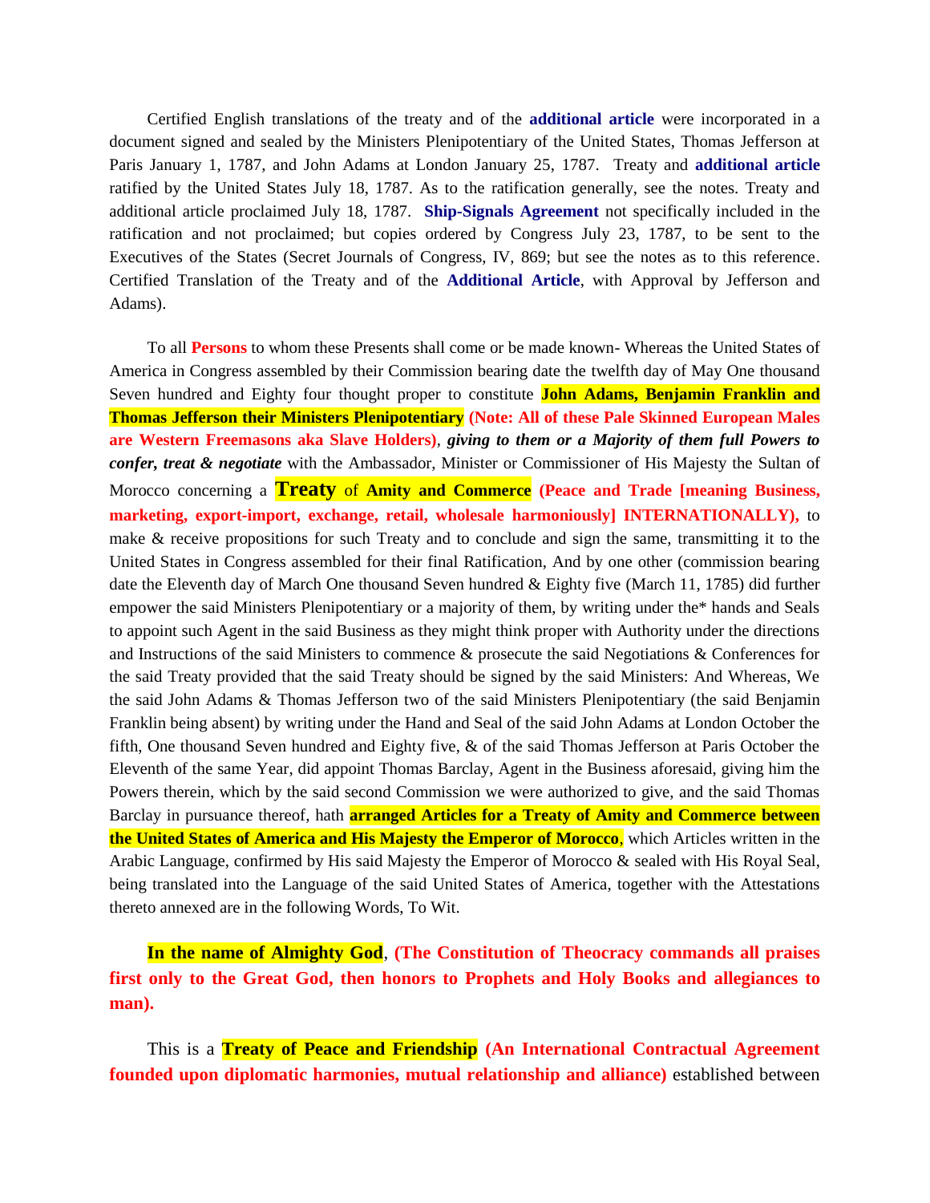Certified English translations of the treaty and of the **additional article** were incorporated in a document signed and sealed by the Ministers Plenipotentiary of the United States, Thomas Jefferson at Paris January 1, 1787, and John Adams at London January 25, 1787. Treaty and **additional article** ratified by the United States July 18, 1787. As to the ratification generally, see the notes. Treaty and additional article proclaimed July 18, 1787. **Ship-Signals Agreement** not specifically included in the ratification and not proclaimed; but copies ordered by Congress July 23, 1787, to be sent to the Executives of the States (Secret Journals of Congress, IV, 869; but see the notes as to this reference. Certified Translation of the Treaty and of the **Additional Article**, with Approval by Jefferson and Adams).

To all **Persons** to whom these Presents shall come or be made known- Whereas the United States of America in Congress assembled by their Commission bearing date the twelfth day of May One thousand Seven hundred and Eighty four thought proper to constitute **John Adams, Benjamin Franklin and Thomas Jefferson their Ministers Plenipotentiary** **(Note: All of these Pale Skinned European Males are Western Freemasons aka Slave Holders)**, ***giving to them or a Majority of them full Powers to confer, treat & negotiate*** with the Ambassador, Minister or Commissioner of His Majesty the Sultan of Morocco concerning a **Treaty of Amity and Commerce** **(Peace and Trade [meaning Business, marketing, export-import, exchange, retail, wholesale harmoniously] INTERNATIONALLY),** to make & receive propositions for such Treaty and to conclude and sign the same, transmitting it to the United States in Congress assembled for their final Ratification, And by one other (commission bearing date the Eleventh day of March One thousand Seven hundred & Eighty five (March 11, 1785) did further empower the said Ministers Plenipotentiary or a majority of them, by writing under the* hands and Seals to appoint such Agent in the said Business as they might think proper with Authority under the directions and Instructions of the said Ministers to commence & prosecute the said Negotiations & Conferences for the said Treaty provided that the said Treaty should be signed by the said Ministers: And Whereas, We the said John Adams & Thomas Jefferson two of the said Ministers Plenipotentiary (the said Benjamin Franklin being absent) by writing under the Hand and Seal of the said John Adams at London October the fifth, One thousand Seven hundred and Eighty five, & of the said Thomas Jefferson at Paris October the Eleventh of the same Year, did appoint Thomas Barclay, Agent in the Business aforesaid, giving him the Powers therein, which by the said second Commission we were authorized to give, and the said Thomas Barclay in pursuance thereof, hath **arranged Articles for a Treaty of Amity and Commerce between the United States of America and His Majesty the Emperor of Morocco**, which Articles written in the Arabic Language, confirmed by His said Majesty the Emperor of Morocco & sealed with His Royal Seal, being translated into the Language of the said United States of America, together with the Attestations thereto annexed are in the following Words, To Wit.

**In the name of Almighty God**, **(The Constitution of Theocracy commands all praises first only to the Great God, then honors to Prophets and Holy Books and allegiances to man).**

This is a **Treaty of Peace and Friendship** **(An International Contractual Agreement founded upon diplomatic harmonies, mutual relationship and alliance)** established between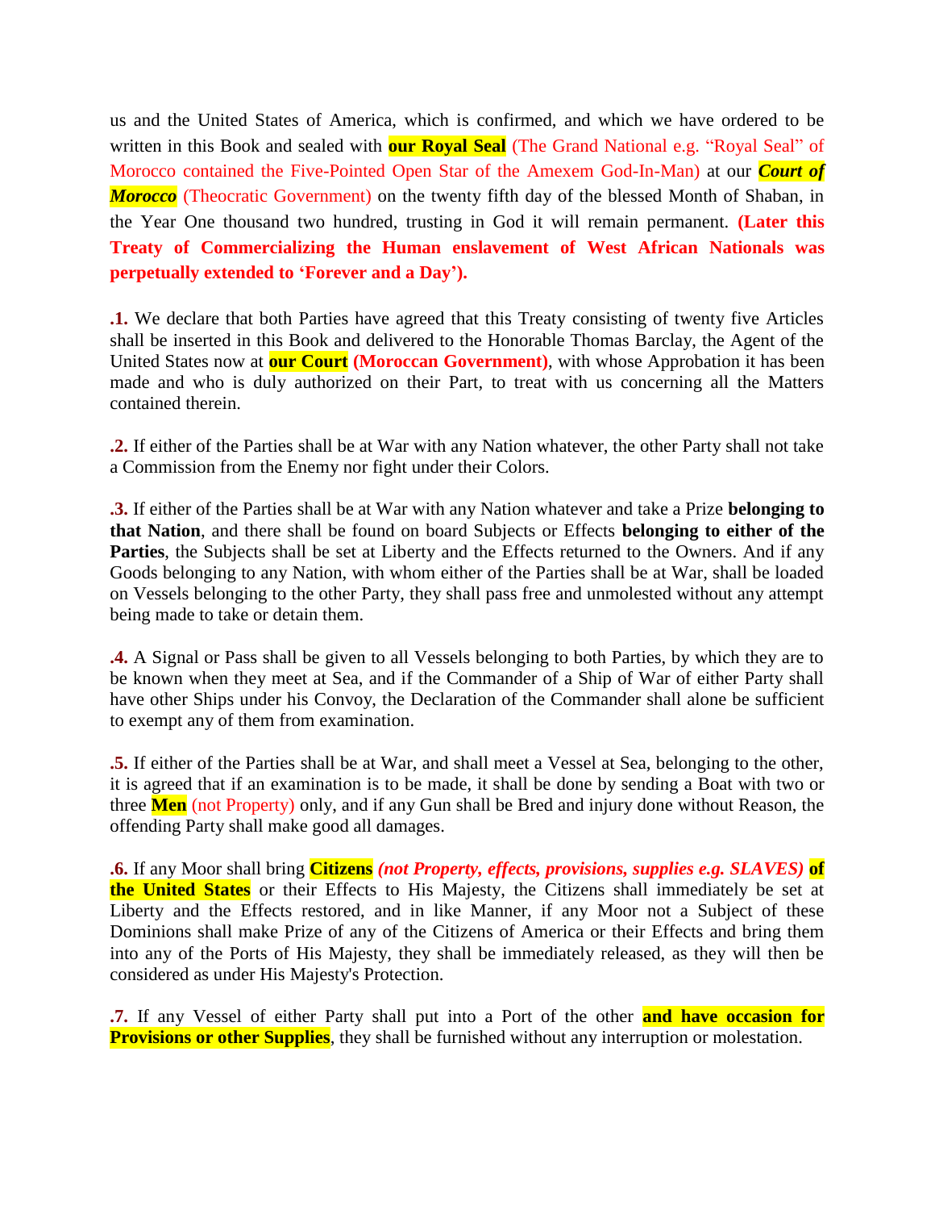us and the United States of America, which is confirmed, and which we have ordered to be written in this Book and sealed with **our Royal Seal** (The Grand National e.g. "Royal Seal" of Morocco contained the Five-Pointed Open Star of the Amexem God-In-Man) at our ***Court of Morocco*** (Theocratic Government) on the twenty fifth day of the blessed Month of Shaban, in the Year One thousand two hundred, trusting in God it will remain permanent. **(Later this Treaty of Commercializing the Human enslavement of West African Nationals was perpetually extended to 'Forever and a Day').**

**.1.** We declare that both Parties have agreed that this Treaty consisting of twenty five Articles shall be inserted in this Book and delivered to the Honorable Thomas Barclay, the Agent of the United States now at **our Court (Moroccan Government)**, with whose Approbation it has been made and who is duly authorized on their Part, to treat with us concerning all the Matters contained therein.

**.2.** If either of the Parties shall be at War with any Nation whatever, the other Party shall not take a Commission from the Enemy nor fight under their Colors.

**.3.** If either of the Parties shall be at War with any Nation whatever and take a Prize **belonging to that Nation**, and there shall be found on board Subjects or Effects **belonging to either of the Parties**, the Subjects shall be set at Liberty and the Effects returned to the Owners. And if any Goods belonging to any Nation, with whom either of the Parties shall be at War, shall be loaded on Vessels belonging to the other Party, they shall pass free and unmolested without any attempt being made to take or detain them.

**.4.** A Signal or Pass shall be given to all Vessels belonging to both Parties, by which they are to be known when they meet at Sea, and if the Commander of a Ship of War of either Party shall have other Ships under his Convoy, the Declaration of the Commander shall alone be sufficient to exempt any of them from examination.

**.5.** If either of the Parties shall be at War, and shall meet a Vessel at Sea, belonging to the other, it is agreed that if an examination is to be made, it shall be done by sending a Boat with two or three **Men** (not Property) only, and if any Gun shall be Bred and injury done without Reason, the offending Party shall make good all damages.

**.6.** If any Moor shall bring **Citizens** ***(not Property, effects, provisions, supplies e.g. SLAVES)*** **of the United States** or their Effects to His Majesty, the Citizens shall immediately be set at Liberty and the Effects restored, and in like Manner, if any Moor not a Subject of these Dominions shall make Prize of any of the Citizens of America or their Effects and bring them into any of the Ports of His Majesty, they shall be immediately released, as they will then be considered as under His Majesty's Protection.

**.7.** If any Vessel of either Party shall put into a Port of the other **and have occasion for Provisions or other Supplies**, they shall be furnished without any interruption or molestation.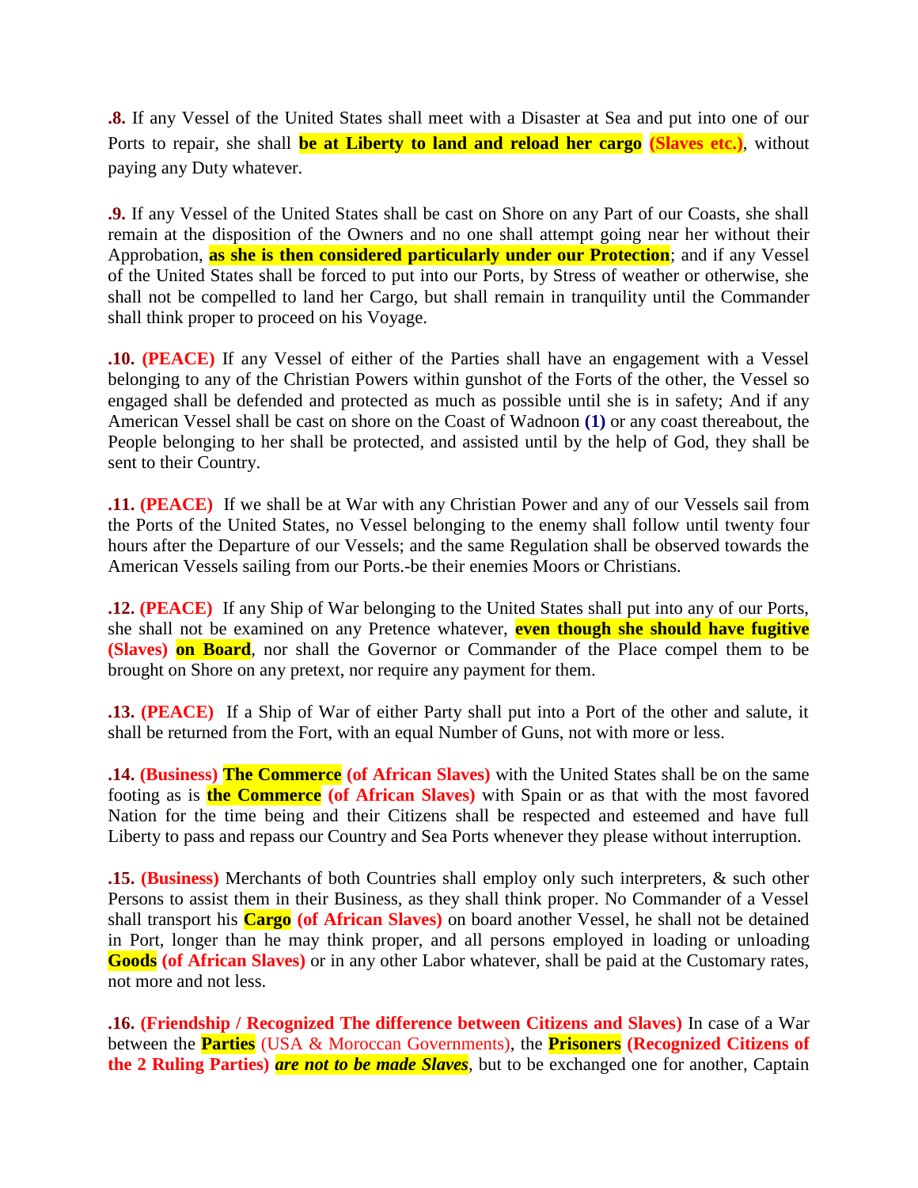**.8.** If any Vessel of the United States shall meet with a Disaster at Sea and put into one of our Ports to repair, she shall **be at Liberty to land and reload her cargo** **(Slaves etc.)**, without paying any Duty whatever.

**.9.** If any Vessel of the United States shall be cast on Shore on any Part of our Coasts, she shall remain at the disposition of the Owners and no one shall attempt going near her without their Approbation, **as she is then considered particularly under our Protection**; and if any Vessel of the United States shall be forced to put into our Ports, by Stress of weather or otherwise, she shall not be compelled to land her Cargo, but shall remain in tranquility until the Commander shall think proper to proceed on his Voyage.

**.10. (PEACE)** If any Vessel of either of the Parties shall have an engagement with a Vessel belonging to any of the Christian Powers within gunshot of the Forts of the other, the Vessel so engaged shall be defended and protected as much as possible until she is in safety; And if any American Vessel shall be cast on shore on the Coast of Wadnoon **(1)** or any coast thereabout, the People belonging to her shall be protected, and assisted until by the help of God, they shall be sent to their Country.

**.11. (PEACE)** If we shall be at War with any Christian Power and any of our Vessels sail from the Ports of the United States, no Vessel belonging to the enemy shall follow until twenty four hours after the Departure of our Vessels; and the same Regulation shall be observed towards the American Vessels sailing from our Ports.-be their enemies Moors or Christians.

**.12. (PEACE)** If any Ship of War belonging to the United States shall put into any of our Ports, she shall not be examined on any Pretence whatever, **even though she should have fugitive (Slaves) on Board**, nor shall the Governor or Commander of the Place compel them to be brought on Shore on any pretext, nor require any payment for them.

**.13. (PEACE)** If a Ship of War of either Party shall put into a Port of the other and salute, it shall be returned from the Fort, with an equal Number of Guns, not with more or less.

**.14. (Business)** **The Commerce** **(of African Slaves)** with the United States shall be on the same footing as is **the Commerce** **(of African Slaves)** with Spain or as that with the most favored Nation for the time being and their Citizens shall be respected and esteemed and have full Liberty to pass and repass our Country and Sea Ports whenever they please without interruption.

**.15. (Business)** Merchants of both Countries shall employ only such interpreters, & such other Persons to assist them in their Business, as they shall think proper. No Commander of a Vessel shall transport his **Cargo** **(of African Slaves)** on board another Vessel, he shall not be detained in Port, longer than he may think proper, and all persons employed in loading or unloading **Goods** **(of African Slaves)** or in any other Labor whatever, shall be paid at the Customary rates, not more and not less.

**.16. (Friendship / Recognized The difference between Citizens and Slaves)** In case of a War between the **Parties** (USA & Moroccan Governments), the **Prisoners** **(Recognized Citizens of the 2 Ruling Parties)** ***are not to be made Slaves***, but to be exchanged one for another, Captain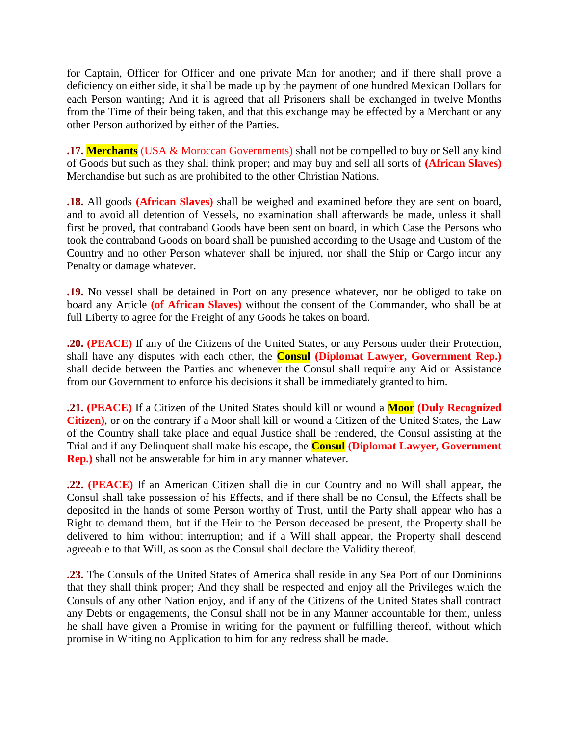for Captain, Officer for Officer and one private Man for another; and if there shall prove a deficiency on either side, it shall be made up by the payment of one hundred Mexican Dollars for each Person wanting; And it is agreed that all Prisoners shall be exchanged in twelve Months from the Time of their being taken, and that this exchange may be effected by a Merchant or any other Person authorized by either of the Parties.

**.17.** **Merchants** (USA & Moroccan Governments) shall not be compelled to buy or Sell any kind of Goods but such as they shall think proper; and may buy and sell all sorts of **(African Slaves)** Merchandise but such as are prohibited to the other Christian Nations.

**.18.** All goods **(African Slaves)** shall be weighed and examined before they are sent on board, and to avoid all detention of Vessels, no examination shall afterwards be made, unless it shall first be proved, that contraband Goods have been sent on board, in which Case the Persons who took the contraband Goods on board shall be punished according to the Usage and Custom of the Country and no other Person whatever shall be injured, nor shall the Ship or Cargo incur any Penalty or damage whatever.

**.19.** No vessel shall be detained in Port on any presence whatever, nor be obliged to take on board any Article **(of African Slaves)** without the consent of the Commander, who shall be at full Liberty to agree for the Freight of any Goods he takes on board.

**.20.** **(PEACE)** If any of the Citizens of the United States, or any Persons under their Protection, shall have any disputes with each other, the **Consul** **(Diplomat Lawyer, Government Rep.)** shall decide between the Parties and whenever the Consul shall require any Aid or Assistance from our Government to enforce his decisions it shall be immediately granted to him.

**.21.** **(PEACE)** If a Citizen of the United States should kill or wound a **Moor** **(Duly Recognized Citizen)**, or on the contrary if a Moor shall kill or wound a Citizen of the United States, the Law of the Country shall take place and equal Justice shall be rendered, the Consul assisting at the Trial and if any Delinquent shall make his escape, the **Consul** **(Diplomat Lawyer, Government Rep.)** shall not be answerable for him in any manner whatever.

**.22.** **(PEACE)** If an American Citizen shall die in our Country and no Will shall appear, the Consul shall take possession of his Effects, and if there shall be no Consul, the Effects shall be deposited in the hands of some Person worthy of Trust, until the Party shall appear who has a Right to demand them, but if the Heir to the Person deceased be present, the Property shall be delivered to him without interruption; and if a Will shall appear, the Property shall descend agreeable to that Will, as soon as the Consul shall declare the Validity thereof.

**.23.** The Consuls of the United States of America shall reside in any Sea Port of our Dominions that they shall think proper; And they shall be respected and enjoy all the Privileges which the Consuls of any other Nation enjoy, and if any of the Citizens of the United States shall contract any Debts or engagements, the Consul shall not be in any Manner accountable for them, unless he shall have given a Promise in writing for the payment or fulfilling thereof, without which promise in Writing no Application to him for any redress shall be made.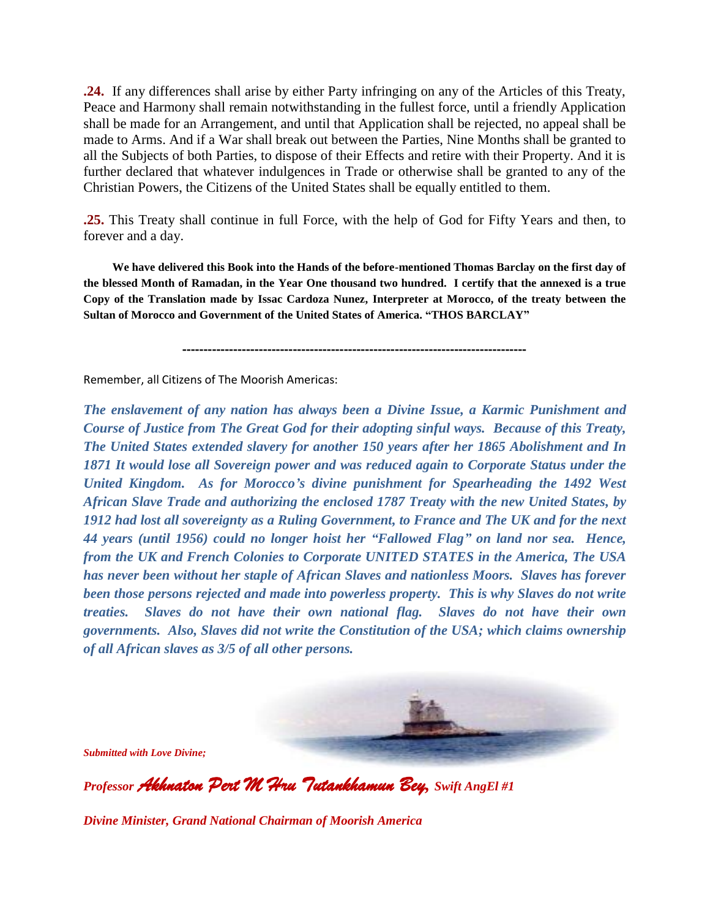**.24.** If any differences shall arise by either Party infringing on any of the Articles of this Treaty, Peace and Harmony shall remain notwithstanding in the fullest force, until a friendly Application shall be made for an Arrangement, and until that Application shall be rejected, no appeal shall be made to Arms. And if a War shall break out between the Parties, Nine Months shall be granted to all the Subjects of both Parties, to dispose of their Effects and retire with their Property. And it is further declared that whatever indulgences in Trade or otherwise shall be granted to any of the Christian Powers, the Citizens of the United States shall be equally entitled to them.

**.25.** This Treaty shall continue in full Force, with the help of God for Fifty Years and then, to forever and a day.

**We have delivered this Book into the Hands of the before-mentioned Thomas Barclay on the first day of the blessed Month of Ramadan, in the Year One thousand two hundred. I certify that the annexed is a true Copy of the Translation made by Issac Cardoza Nunez, Interpreter at Morocco, of the treaty between the Sultan of Morocco and Government of the United States of America. "THOS BARCLAY"**

---

Remember, all Citizens of The Moorish Americas:

***The enslavement of any nation has always been a Divine Issue, a Karmic Punishment and Course of Justice from The Great God for their adopting sinful ways. Because of this Treaty, The United States extended slavery for another 150 years after her 1865 Abolishment and In 1871 It would lose all Sovereign power and was reduced again to Corporate Status under the United Kingdom. As for Morocco's divine punishment for Spearheading the 1492 West African Slave Trade and authorizing the enclosed 1787 Treaty with the new United States, by 1912 had lost all sovereignty as a Ruling Government, to France and The UK and for the next 44 years (until 1956) could no longer hoist her "Fallowed Flag" on land nor sea. Hence, from the UK and French Colonies to Corporate UNITED STATES in the America, The USA has never been without her staple of African Slaves and nationless Moors. Slaves has forever been those persons rejected and made into powerless property. This is why Slaves do not write treaties. Slaves do not have their own national flag. Slaves do not have their own governments. Also, Slaves did not write the Constitution of the USA; which claims ownership of all African slaves as 3/5 of all other persons.***

***Submitted with Love Divine;***

***Professor Akhnaton Pert M Hru Tutankhamun Bey, Swift AngEl #1***

***Divine Minister, Grand National Chairman of Moorish America***